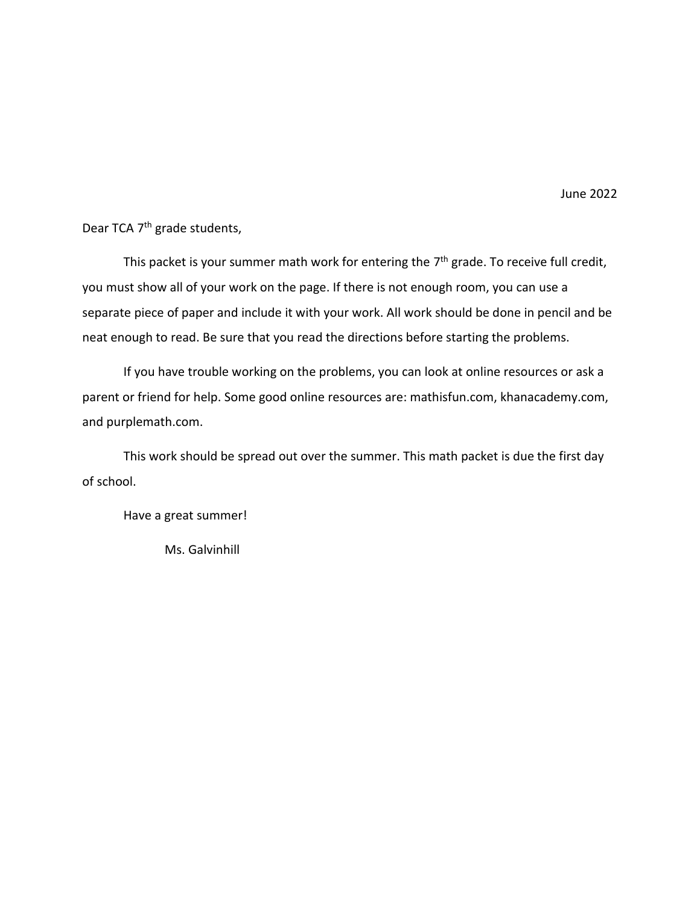June 2022

Dear TCA 7th grade students,

This packet is your summer math work for entering the 7th grade. To receive full credit, you must show all of your work on the page. If there is not enough room, you can use a separate piece of paper and include it with your work. All work should be done in pencil and be neat enough to read. Be sure that you read the directions before starting the problems.

If you have trouble working on the problems, you can look at online resources or ask a parent or friend for help. Some good online resources are: mathisfun.com, khanacademy.com, and purplemath.com.

This work should be spread out over the summer. This math packet is due the first day of school.

Have a great summer!

Ms. Galvinhill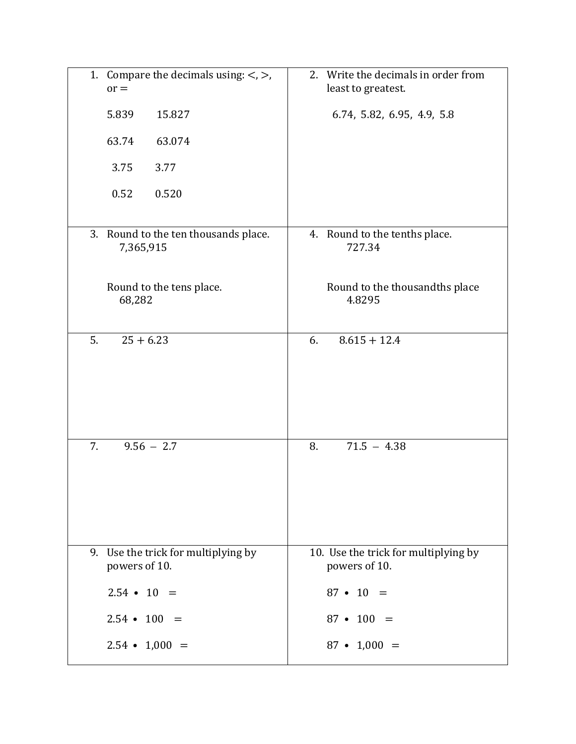1. Compare the decimals using: <, >, or =

   5.839 ___ 15.827

   63.74 ___ 63.074

   3.75 ___ 3.77

   0.52 ___ 0.520

2. Write the decimals in order from least to greatest.

   6.74, 5.82, 6.95, 4.9, 5.8

3. Round to the ten thousands place.
   7,365,915

   Round to the tens place.
   68,282

4. Round to the tenths place.
   727.34

   Round to the thousandths place
   4.8295

5. $25 + 6.23$

6. $8.615 + 12.4$

7. $9.56 - 2.7$

8. $71.5 - 4.38$

9. Use the trick for multiplying by powers of 10.

   $2.54 \cdot 10 =$

   $2.54 \cdot 100 =$

   $2.54 \cdot 1{,}000 =$

10. Use the trick for multiplying by powers of 10.

    $87 \cdot 10 =$

    $87 \cdot 100 =$

    $87 \cdot 1{,}000 =$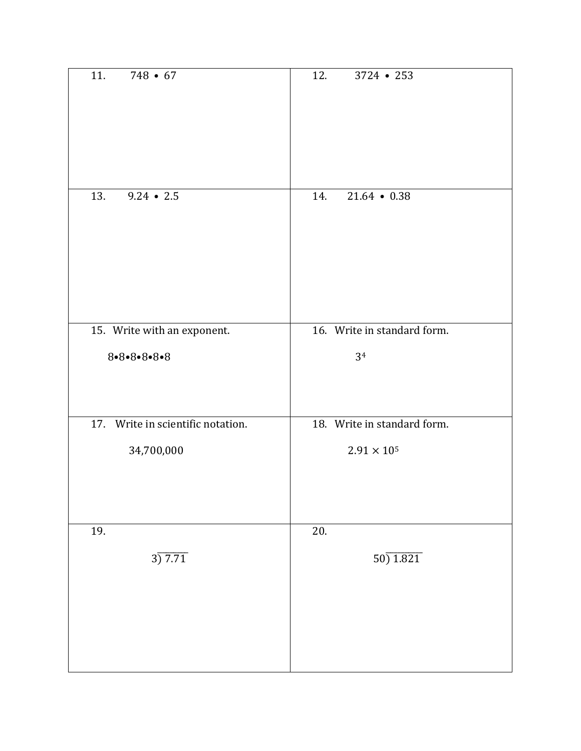| | |
|---|---|
| 11. $748 \bullet 67$ | 12. $3724 \bullet 253$ |
| 13. $9.24 \bullet 2.5$ | 14. $21.64 \bullet 0.38$ |
| 15. Write with an exponent. <br> $8 \bullet 8 \bullet 8 \bullet 8 \bullet 8 \bullet 8$ | 16. Write in standard form. <br> $3^4$ |
| 17. Write in scientific notation. <br> 34,700,000 | 18. Write in standard form. <br> $2.91 \times 10^5$ |
| 19. <br> $3\overline{)7.71}$ | 20. <br> $50\overline{)1.821}$ |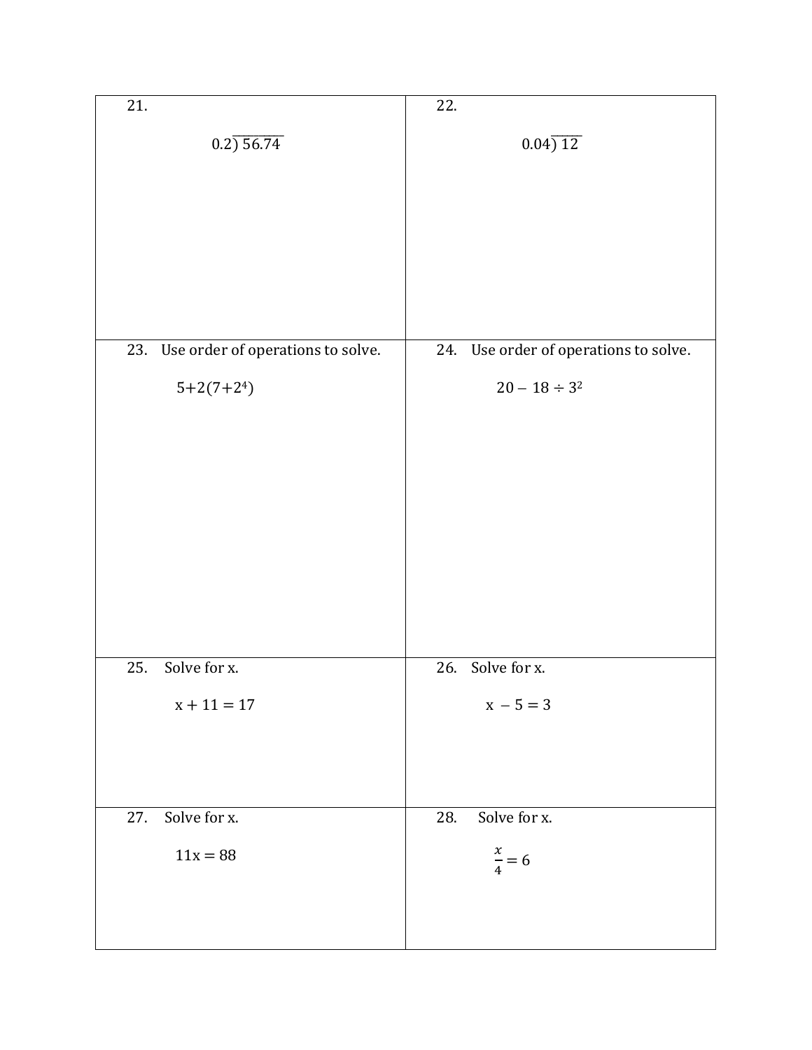| 21. $0.2\overline{)\,56.74}$ | 22. $0.04\overline{)\,12}$ |
|---|---|
| 23. Use order of operations to solve. $5+2(7+2^4)$ | 24. Use order of operations to solve. $20 - 18 \div 3^2$ |
| 25. Solve for x. $x + 11 = 17$ | 26. Solve for x. $x - 5 = 3$ |
| 27. Solve for x. $11x = 88$ | 28. Solve for x. $\frac{x}{4} = 6$ |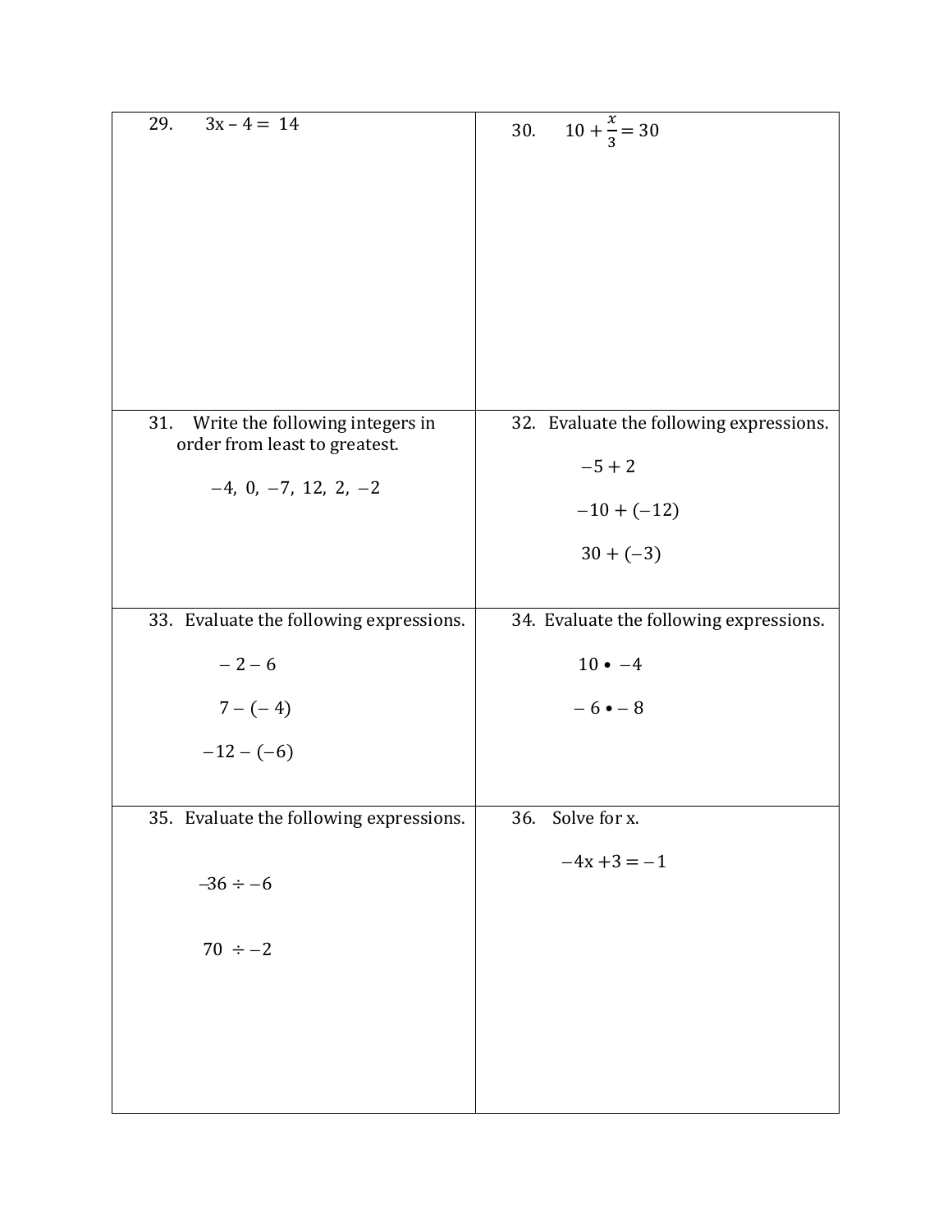29. $3x - 4 = 14$

30. $10 + \frac{x}{3} = 30$

31. Write the following integers in order from least to greatest.

$-4, \ 0, \ -7, \ 12, \ 2, \ -2$

32. Evaluate the following expressions.

$-5 + 2$

$-10 + (-12)$

$30 + (-3)$

33. Evaluate the following expressions.

$-2 - 6$

$7 - (-4)$

$-12 - (-6)$

34. Evaluate the following expressions.

$10 \bullet -4$

$-6 \bullet -8$

35. Evaluate the following expressions.

$-36 \div -6$

$70 \div -2$

36. Solve for x.

$-4x + 3 = -1$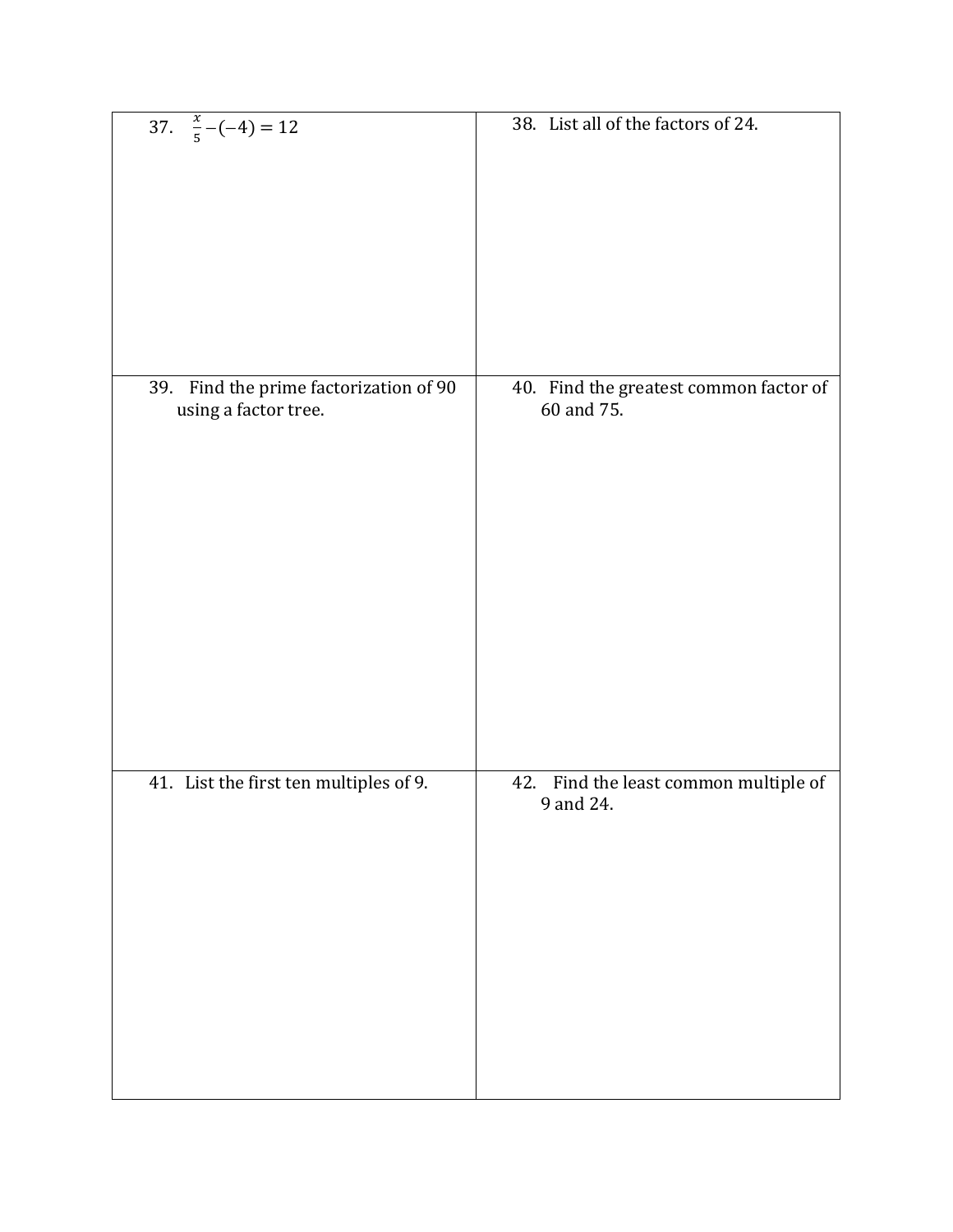37. $\frac{x}{5} - (-4) = 12$

38. List all of the factors of 24.

39. Find the prime factorization of 90 using a factor tree.

40. Find the greatest common factor of 60 and 75.

41. List the first ten multiples of 9.

42. Find the least common multiple of 9 and 24.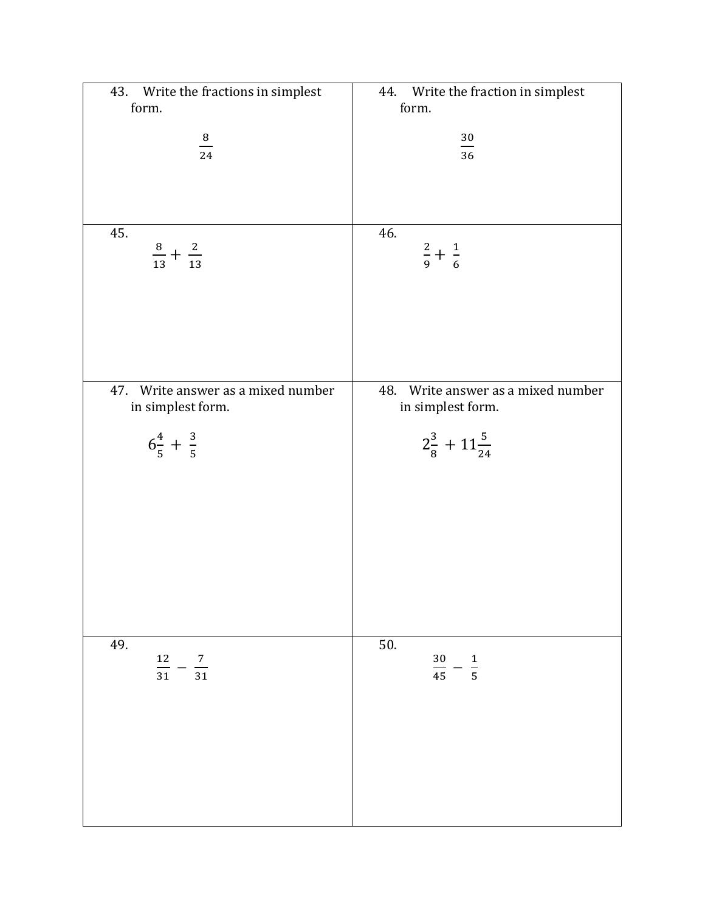| | |
|---|---|
| 43. Write the fractions in simplest form. $$\frac{8}{24}$$ | 44. Write the fraction in simplest form. $$\frac{30}{36}$$ |
| 45. $$\frac{8}{13} + \frac{2}{13}$$ | 46. $$\frac{2}{9} + \frac{1}{6}$$ |
| 47. Write answer as a mixed number in simplest form. $$6\frac{4}{5} + \frac{3}{5}$$ | 48. Write answer as a mixed number in simplest form. $$2\frac{3}{8} + 11\frac{5}{24}$$ |
| 49. $$\frac{12}{31} - \frac{7}{31}$$ | 50. $$\frac{30}{45} - \frac{1}{5}$$ |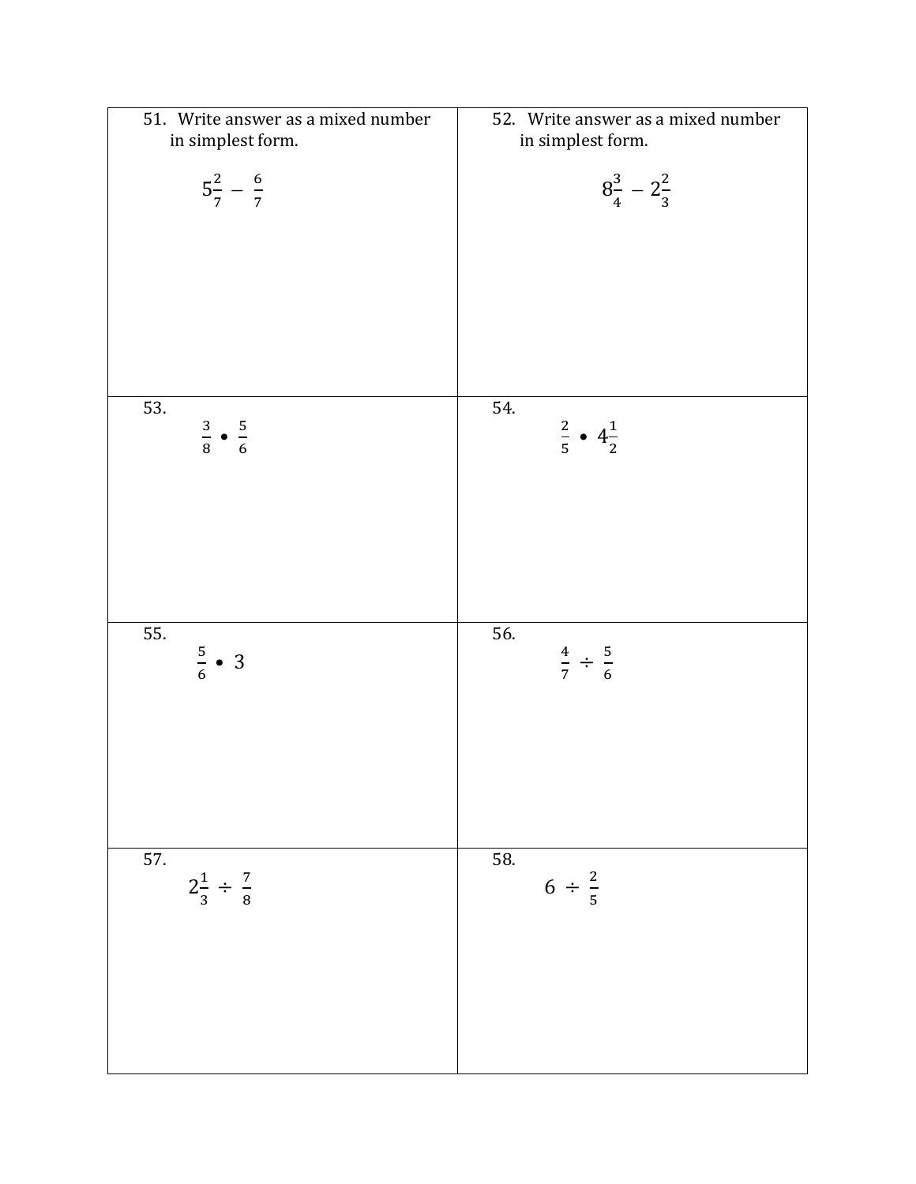51. Write answer as a mixed number in simplest form.

$$5\frac{2}{7} - \frac{6}{7}$$

52. Write answer as a mixed number in simplest form.

$$8\frac{3}{4} - 2\frac{2}{3}$$

53.

$$\frac{3}{8} \bullet \frac{5}{6}$$

54.

$$\frac{2}{5} \bullet 4\frac{1}{2}$$

55.

$$\frac{5}{6} \bullet 3$$

56.

$$\frac{4}{7} \div \frac{5}{6}$$

57.

$$2\frac{1}{3} \div \frac{7}{8}$$

58.

$$6 \div \frac{2}{5}$$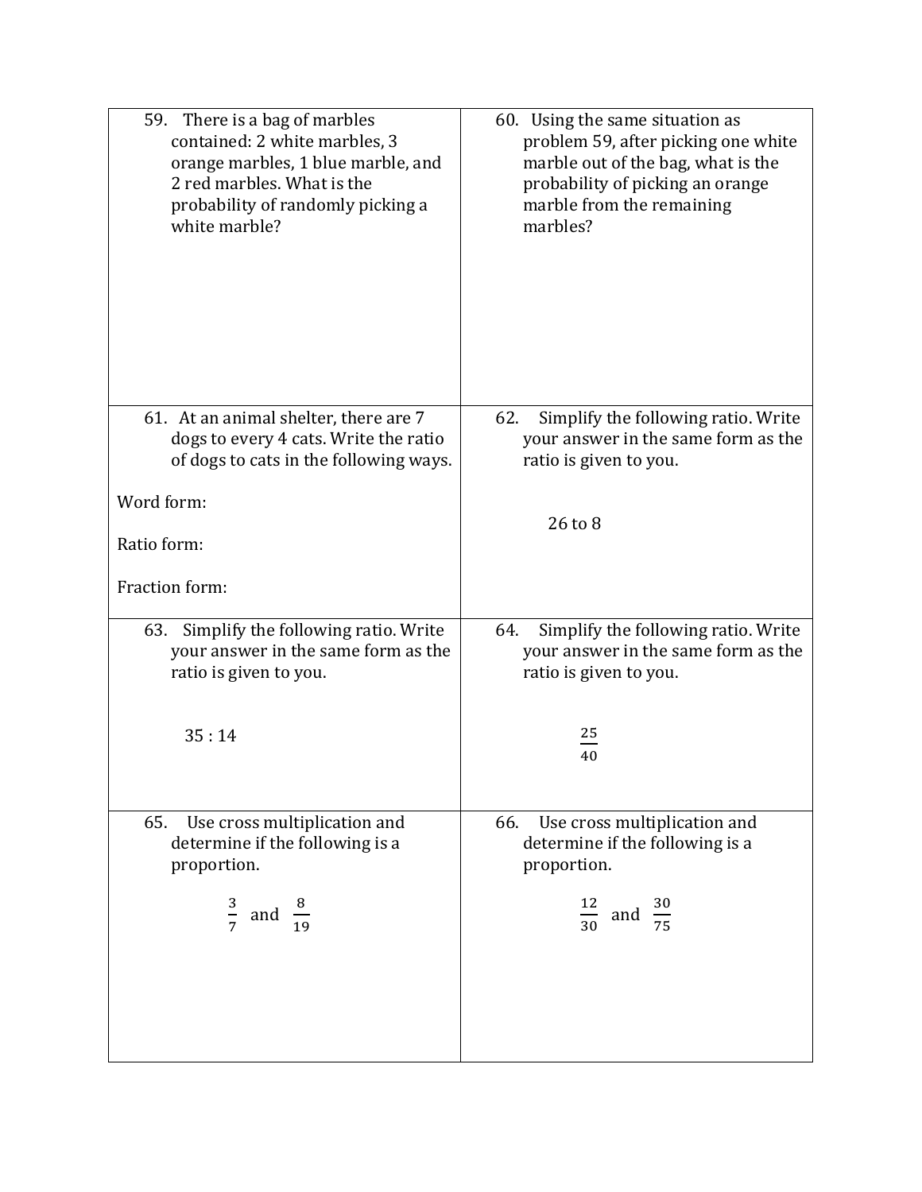59. There is a bag of marbles contained: 2 white marbles, 3 orange marbles, 1 blue marble, and 2 red marbles. What is the probability of randomly picking a white marble?

60. Using the same situation as problem 59, after picking one white marble out of the bag, what is the probability of picking an orange marble from the remaining marbles?

61. At an animal shelter, there are 7 dogs to every 4 cats. Write the ratio of dogs to cats in the following ways.

Word form:

Ratio form:

Fraction form:

62. Simplify the following ratio. Write your answer in the same form as the ratio is given to you.

26 to 8

63. Simplify the following ratio. Write your answer in the same form as the ratio is given to you.

35 : 14

64. Simplify the following ratio. Write your answer in the same form as the ratio is given to you.

$\frac{25}{40}$

65. Use cross multiplication and determine if the following is a proportion.

$\frac{3}{7}$ and $\frac{8}{19}$

66. Use cross multiplication and determine if the following is a proportion.

$\frac{12}{30}$ and $\frac{30}{75}$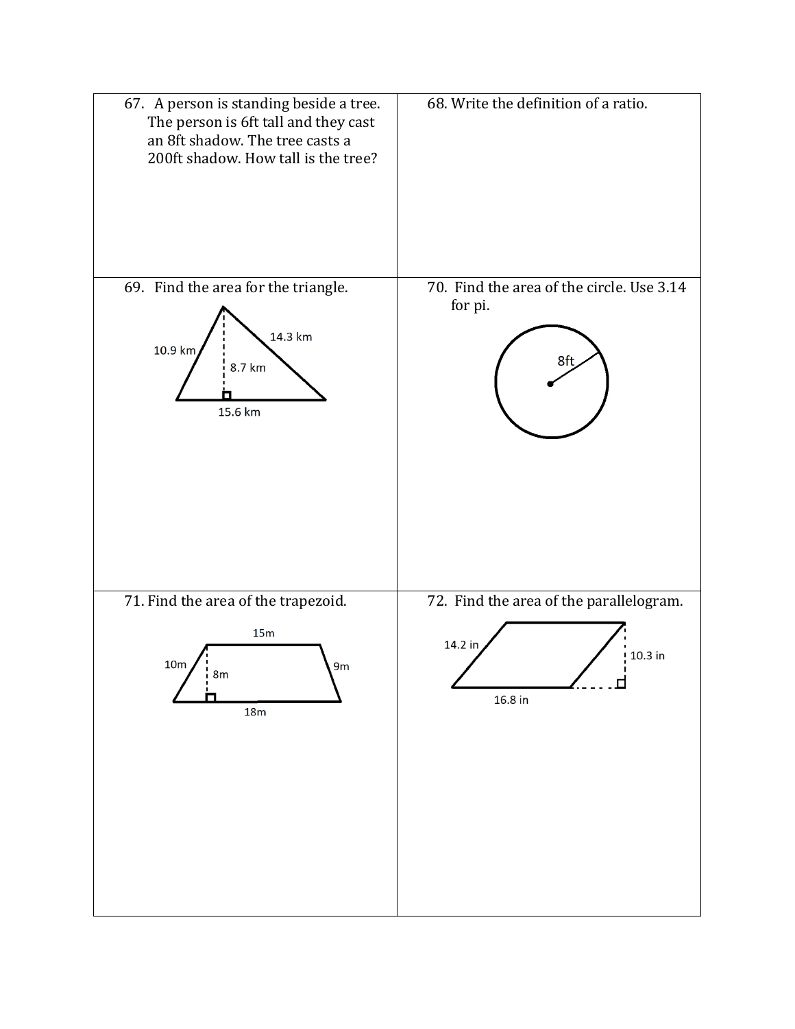67. A person is standing beside a tree. The person is 6ft tall and they cast an 8ft shadow. The tree casts a 200ft shadow. How tall is the tree?

68. Write the definition of a ratio.

69. Find the area for the triangle.

10.9 km

14.3 km

8.7 km

15.6 km

70. Find the area of the circle. Use 3.14 for pi.

8ft

71. Find the area of the trapezoid.

15m

10m

8m

9m

18m

72. Find the area of the parallelogram.

14.2 in

10.3 in

16.8 in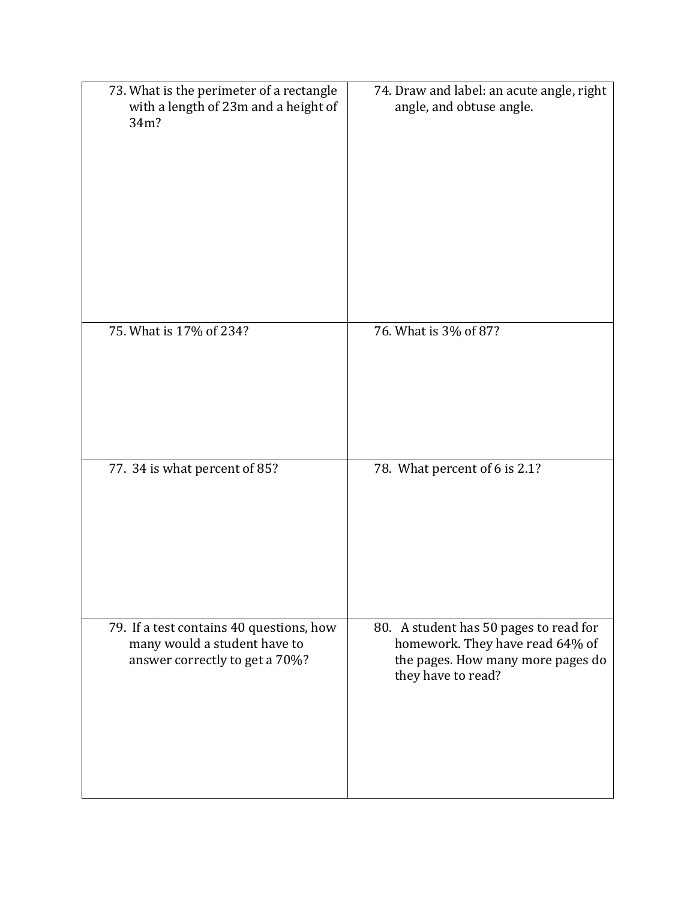| | |
|---|---|
| 73. What is the perimeter of a rectangle with a length of 23m and a height of 34m? | 74. Draw and label: an acute angle, right angle, and obtuse angle. |
| 75. What is 17% of 234? | 76. What is 3% of 87? |
| 77. 34 is what percent of 85? | 78. What percent of 6 is 2.1? |
| 79. If a test contains 40 questions, how many would a student have to answer correctly to get a 70%? | 80. A student has 50 pages to read for homework. They have read 64% of the pages. How many more pages do they have to read? |